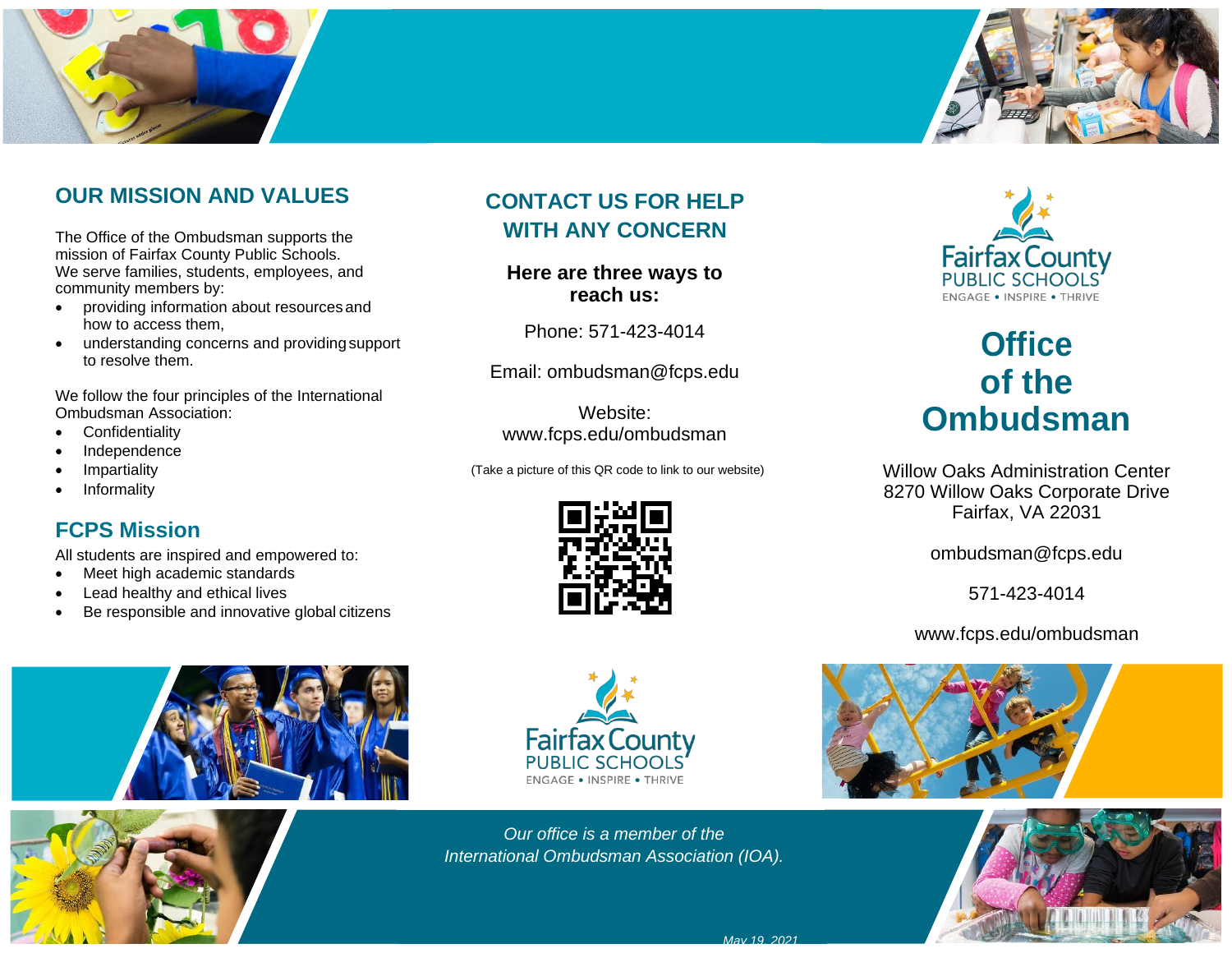## OUR MISSION AND VALUES

The Office of the Ombudsman supports the mission of Fairfax County Public Schools. We serve families, students, employees, and community members by:

- providing information about resources and how to access them,
- understanding concerns and providing support to resolve them.

We follow the four principles of the International Ombudsman Association:

- Confidentiality
- Independence
- Impartiality
- Informality

## FCPS Mission

All students are inspired and empowered to:

- Meet high academic standards
- Lead healthy and ethical lives
- Be responsible and innovative global citizens

## CONTACT US FOR HELP WITH ANY CONCERN

**Here are three ways to reach us:**

Phone: 571-423-4014

Email: ombudsman@fcps.edu

Website:
www.fcps.edu/ombudsman

(Take a picture of this QR code to link to our website)

Fairfax County PUBLIC SCHOOLS
ENGAGE • INSPIRE • THRIVE

*Our office is a member of the International Ombudsman Association (IOA).*

*May 19, 2021*

Fairfax County PUBLIC SCHOOLS
ENGAGE • INSPIRE • THRIVE

# Office of the Ombudsman

Willow Oaks Administration Center
8270 Willow Oaks Corporate Drive
Fairfax, VA 22031

ombudsman@fcps.edu

571-423-4014

www.fcps.edu/ombudsman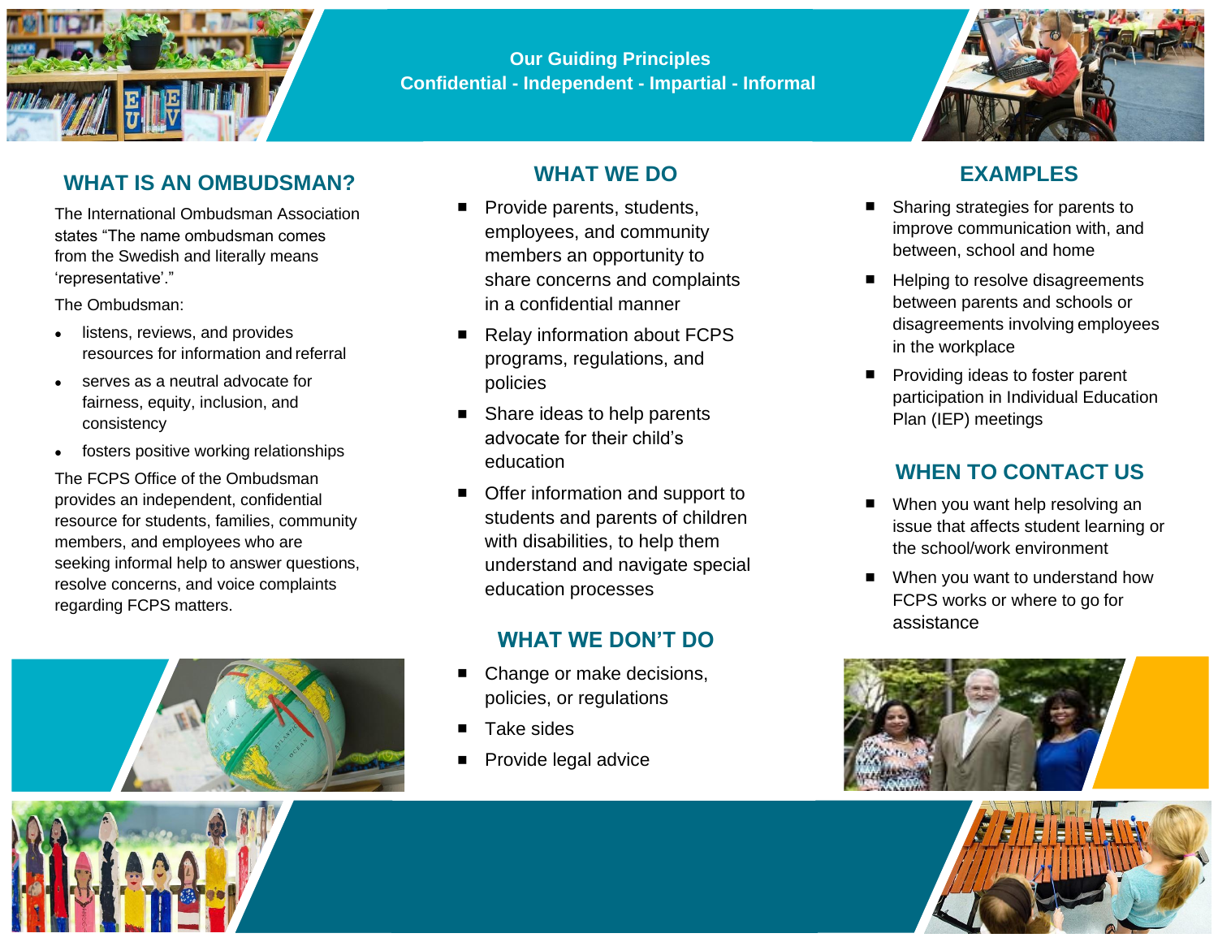Our Guiding Principles
Confidential - Independent - Impartial - Informal

## WHAT IS AN OMBUDSMAN?

The International Ombudsman Association states "The name ombudsman comes from the Swedish and literally means 'representative'."

The Ombudsman:

- listens, reviews, and provides resources for information and referral
- serves as a neutral advocate for fairness, equity, inclusion, and consistency
- fosters positive working relationships

The FCPS Office of the Ombudsman provides an independent, confidential resource for students, families, community members, and employees who are seeking informal help to answer questions, resolve concerns, and voice complaints regarding FCPS matters.

## WHAT WE DO

- Provide parents, students, employees, and community members an opportunity to share concerns and complaints in a confidential manner
- Relay information about FCPS programs, regulations, and policies
- Share ideas to help parents advocate for their child's education
- Offer information and support to students and parents of children with disabilities, to help them understand and navigate special education processes

## WHAT WE DON'T DO

- Change or make decisions, policies, or regulations
- Take sides
- Provide legal advice

## EXAMPLES

- Sharing strategies for parents to improve communication with, and between, school and home
- Helping to resolve disagreements between parents and schools or disagreements involving employees in the workplace
- Providing ideas to foster parent participation in Individual Education Plan (IEP) meetings

## WHEN TO CONTACT US

- When you want help resolving an issue that affects student learning or the school/work environment
- When you want to understand how FCPS works or where to go for assistance